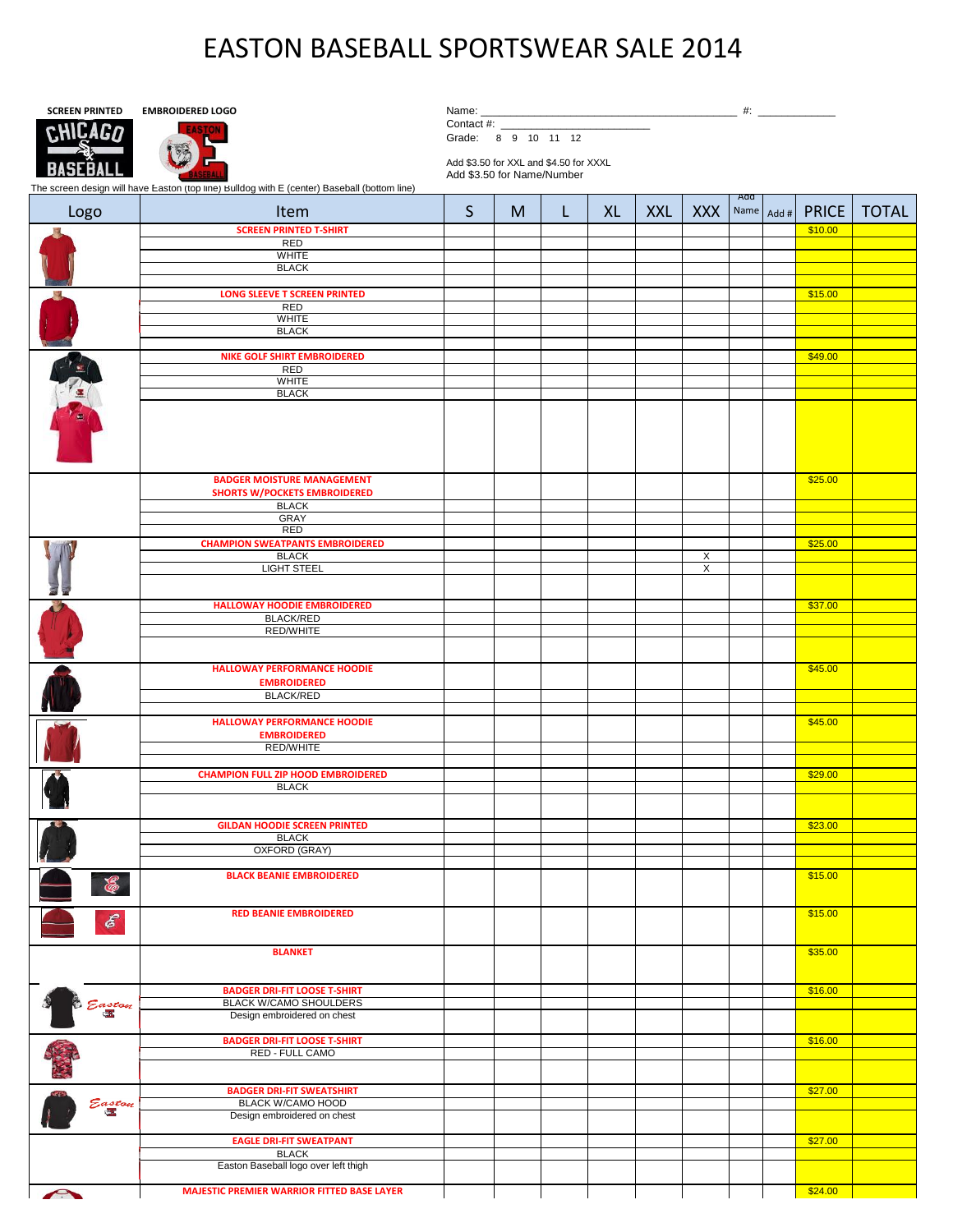# EASTON BASEBALL SPORTSWEAR SALE 2014

SCREEN PRINTED    EMBROIDERED LOGO

Name: _________________________________________ #: _____________

Contact #: _________________________

Grade: 8 9 10 11 12

Add $3.50 for XXL and $4.50 for XXXL

Add $3.50 for Name/Number

The screen design will have Easton (top line) Bulldog with E (center) Baseball (bottom line)

| Logo | Item | S | M | L | XL | XXL | XXX | Add Name | Add # | PRICE | TOTAL |
|---|---|---|---|---|---|---|---|---|---|---|---|
| | SCREEN PRINTED T-SHIRT | | | | | | | | | $10.00 | |
| | RED | | | | | | | | | | |
| | WHITE | | | | | | | | | | |
| | BLACK | | | | | | | | | | |
| | LONG SLEEVE T SCREEN PRINTED | | | | | | | | | $15.00 | |
| | RED | | | | | | | | | | |
| | WHITE | | | | | | | | | | |
| | BLACK | | | | | | | | | | |
| | NIKE GOLF SHIRT EMBROIDERED | | | | | | | | | $49.00 | |
| | RED | | | | | | | | | | |
| | WHITE | | | | | | | | | | |
| | BLACK | | | | | | | | | | |
| | BADGER MOISTURE MANAGEMENT SHORTS W/POCKETS EMBROIDERED | | | | | | | | | $25.00 | |
| | BLACK | | | | | | | | | | |
| | GRAY | | | | | | | | | | |
| | RED | | | | | | | | | | |
| | CHAMPION SWEATPANTS EMBROIDERED | | | | | | | | | $25.00 | |
| | BLACK | | | | | | X | | | | |
| | LIGHT STEEL | | | | | | X | | | | |
| | HALLOWAY HOODIE EMBROIDERED | | | | | | | | | $37.00 | |
| | BLACK/RED | | | | | | | | | | |
| | RED/WHITE | | | | | | | | | | |
| | HALLOWAY PERFORMANCE HOODIE EMBROIDERED | | | | | | | | | $45.00 | |
| | BLACK/RED | | | | | | | | | | |
| | HALLOWAY PERFORMANCE HOODIE EMBROIDERED | | | | | | | | | $45.00 | |
| | RED/WHITE | | | | | | | | | | |
| | CHAMPION FULL ZIP HOOD EMBROIDERED | | | | | | | | | $29.00 | |
| | BLACK | | | | | | | | | | |
| | GILDAN HOODIE SCREEN PRINTED | | | | | | | | | $23.00 | |
| | BLACK | | | | | | | | | | |
| | OXFORD (GRAY) | | | | | | | | | | |
| | BLACK BEANIE EMBROIDERED | | | | | | | | | $15.00 | |
| | RED BEANIE EMBROIDERED | | | | | | | | | $15.00 | |
| | BLANKET | | | | | | | | | $35.00 | |
| Easton | BADGER DRI-FIT LOOSE T-SHIRT | | | | | | | | | $16.00 | |
| | BLACK W/CAMO SHOULDERS | | | | | | | | | | |
| | Design embroidered on chest | | | | | | | | | | |
| | BADGER DRI-FIT LOOSE T-SHIRT | | | | | | | | | $16.00 | |
| | RED - FULL CAMO | | | | | | | | | | |
| Easton | BADGER DRI-FIT SWEATSHIRT | | | | | | | | | $27.00 | |
| | BLACK W/CAMO HOOD | | | | | | | | | | |
| | Design embroidered on chest | | | | | | | | | | |
| | EAGLE DRI-FIT SWEATPANT | | | | | | | | | $27.00 | |
| | BLACK | | | | | | | | | | |
| | Easton Baseball logo over left thigh | | | | | | | | | | |
| | MAJESTIC PREMIER WARRIOR FITTED BASE LAYER | | | | | | | | | $24.00 | |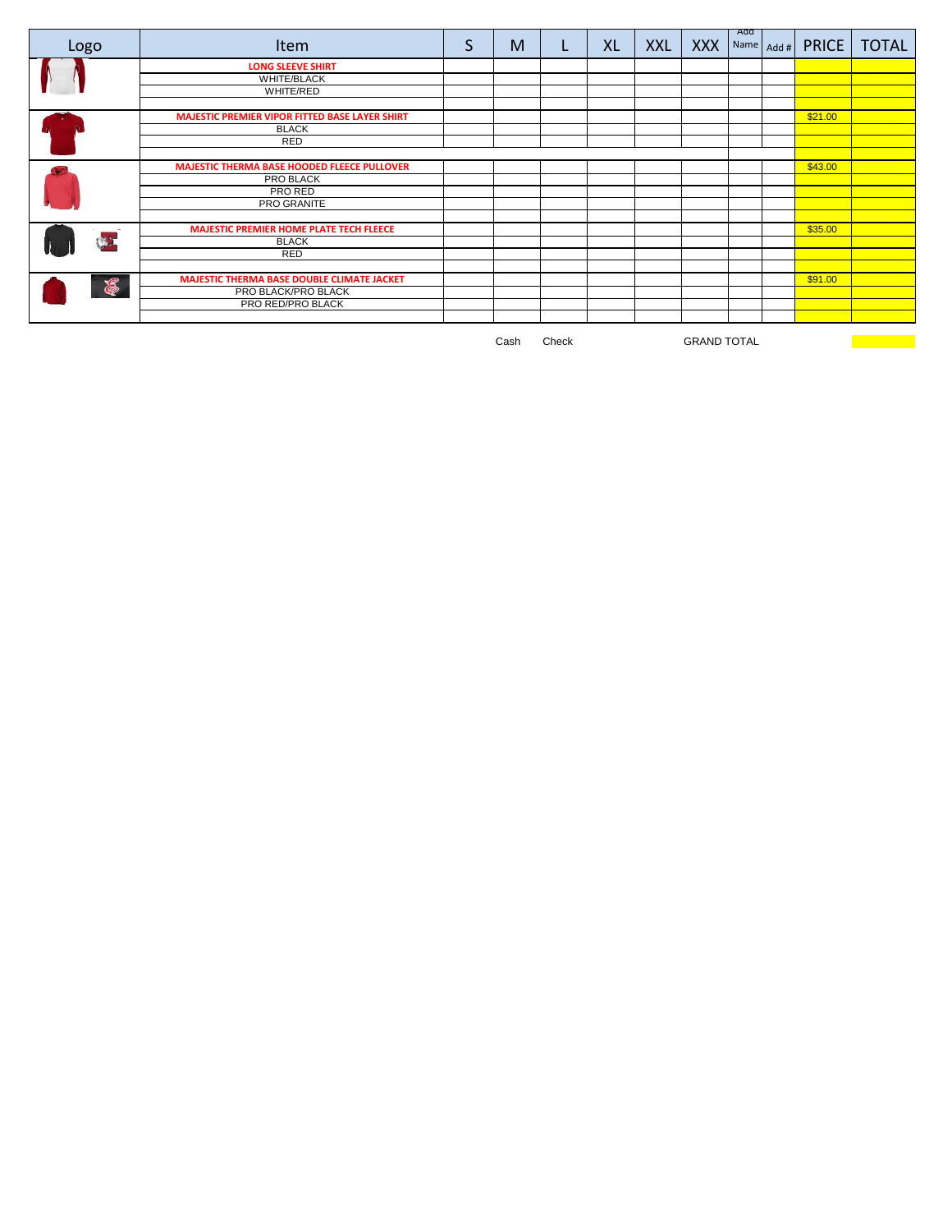| Logo | Item | S | M | L | XL | XXL | XXX | Add Name | Add # | PRICE | TOTAL |
|---|---|---|---|---|---|---|---|---|---|---|---|
| | **LONG SLEEVE SHIRT** | | | | | | | | | | |
| | WHITE/BLACK | | | | | | | | | | |
| | WHITE/RED | | | | | | | | | | |
| | | | | | | | | | | | |
| | **MAJESTIC PREMIER VIPOR FITTED BASE LAYER SHIRT** | | | | | | | | | $21.00 | |
| | BLACK | | | | | | | | | | |
| | RED | | | | | | | | | | |
| | | | | | | | | | | | |
| | **MAJESTIC THERMA BASE HOODED FLEECE PULLOVER** | | | | | | | | | $43.00 | |
| | PRO BLACK | | | | | | | | | | |
| | PRO RED | | | | | | | | | | |
| | PRO GRANITE | | | | | | | | | | |
| | | | | | | | | | | | |
| | **MAJESTIC PREMIER HOME PLATE TECH FLEECE** | | | | | | | | | $35.00 | |
| | BLACK | | | | | | | | | | |
| | RED | | | | | | | | | | |
| | | | | | | | | | | | |
| | **MAJESTIC THERMA BASE DOUBLE CLIMATE JACKET** | | | | | | | | | $91.00 | |
| | PRO BLACK/PRO BLACK | | | | | | | | | | |
| | PRO RED/PRO BLACK | | | | | | | | | | |
| | | | | | | | | | | | |

Cash Check GRAND TOTAL